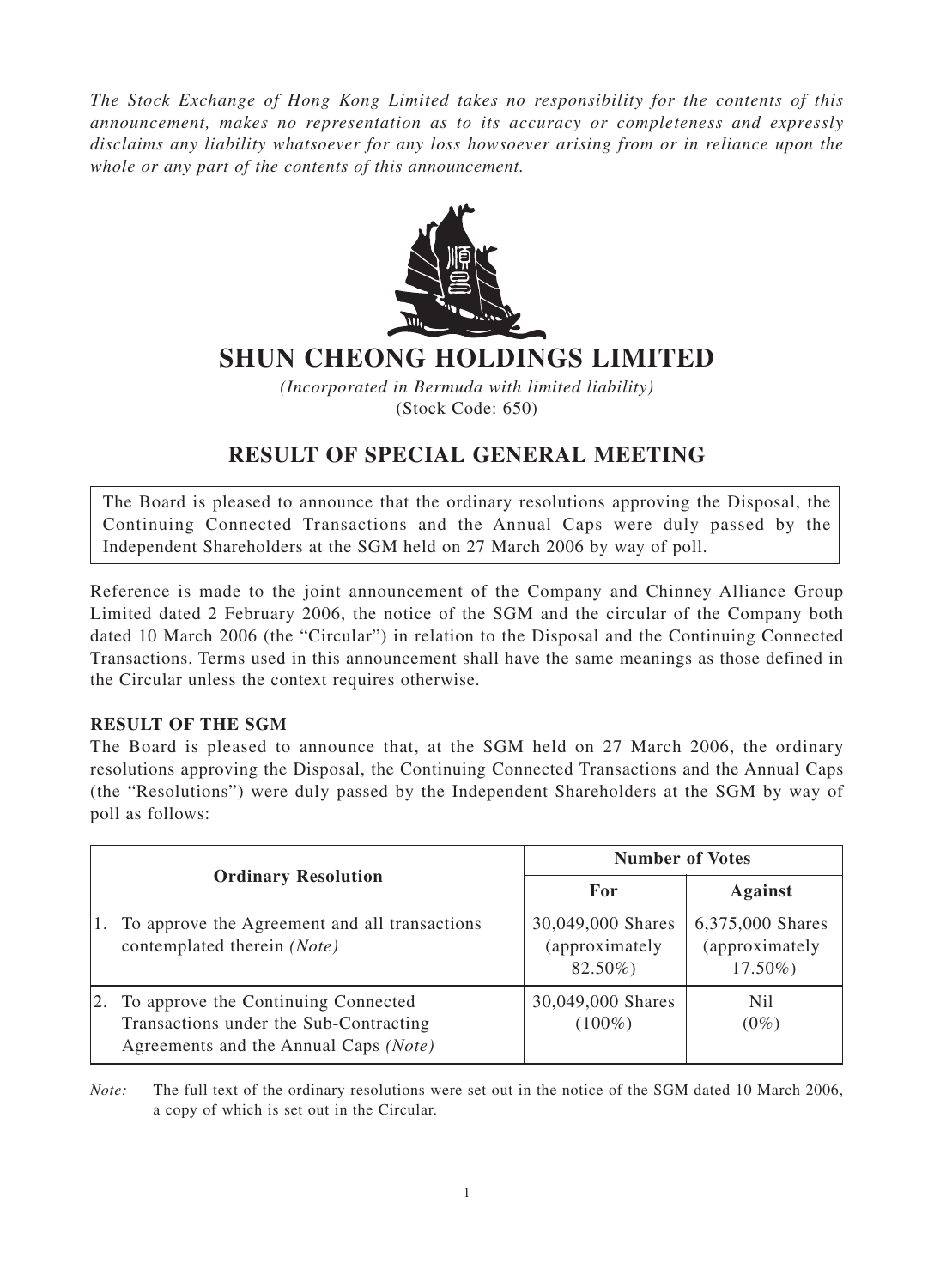*The Stock Exchange of Hong Kong Limited takes no responsibility for the contents of this announcement, makes no representation as to its accuracy or completeness and expressly disclaims any liability whatsoever for any loss howsoever arising from or in reliance upon the whole or any part of the contents of this announcement.*

# SHUN CHEONG HOLDINGS LIMITED

*(Incorporated in Bermuda with limited liability)*
(Stock Code: 650)

## RESULT OF SPECIAL GENERAL MEETING

The Board is pleased to announce that the ordinary resolutions approving the Disposal, the Continuing Connected Transactions and the Annual Caps were duly passed by the Independent Shareholders at the SGM held on 27 March 2006 by way of poll.

Reference is made to the joint announcement of the Company and Chinney Alliance Group Limited dated 2 February 2006, the notice of the SGM and the circular of the Company both dated 10 March 2006 (the "Circular") in relation to the Disposal and the Continuing Connected Transactions. Terms used in this announcement shall have the same meanings as those defined in the Circular unless the context requires otherwise.

### RESULT OF THE SGM

The Board is pleased to announce that, at the SGM held on 27 March 2006, the ordinary resolutions approving the Disposal, the Continuing Connected Transactions and the Annual Caps (the "Resolutions") were duly passed by the Independent Shareholders at the SGM by way of poll as follows:

| Ordinary Resolution | Number of Votes | |
|---|---|---|
| | **For** | **Against** |
| 1. To approve the Agreement and all transactions contemplated therein *(Note)* | 30,049,000 Shares (approximately 82.50%) | 6,375,000 Shares (approximately 17.50%) |
| 2. To approve the Continuing Connected Transactions under the Sub-Contracting Agreements and the Annual Caps *(Note)* | 30,049,000 Shares (100%) | Nil (0%) |

*Note:* The full text of the ordinary resolutions were set out in the notice of the SGM dated 10 March 2006, a copy of which is set out in the Circular.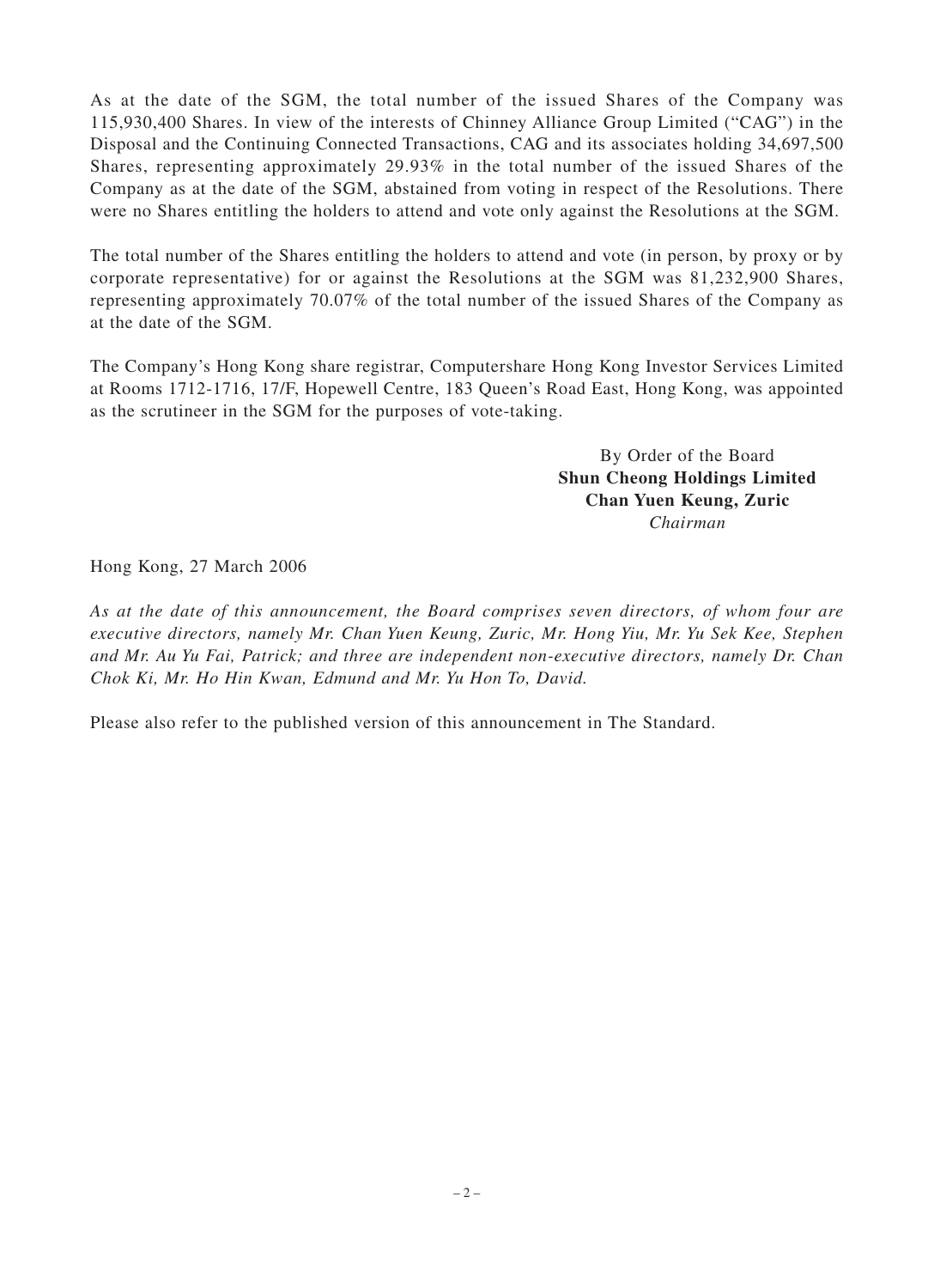As at the date of the SGM, the total number of the issued Shares of the Company was 115,930,400 Shares. In view of the interests of Chinney Alliance Group Limited ("CAG") in the Disposal and the Continuing Connected Transactions, CAG and its associates holding 34,697,500 Shares, representing approximately 29.93% in the total number of the issued Shares of the Company as at the date of the SGM, abstained from voting in respect of the Resolutions. There were no Shares entitling the holders to attend and vote only against the Resolutions at the SGM.

The total number of the Shares entitling the holders to attend and vote (in person, by proxy or by corporate representative) for or against the Resolutions at the SGM was 81,232,900 Shares, representing approximately 70.07% of the total number of the issued Shares of the Company as at the date of the SGM.

The Company's Hong Kong share registrar, Computershare Hong Kong Investor Services Limited at Rooms 1712-1716, 17/F, Hopewell Centre, 183 Queen's Road East, Hong Kong, was appointed as the scrutineer in the SGM for the purposes of vote-taking.

By Order of the Board
**Shun Cheong Holdings Limited**
**Chan Yuen Keung, Zuric**
*Chairman*

Hong Kong, 27 March 2006

*As at the date of this announcement, the Board comprises seven directors, of whom four are executive directors, namely Mr. Chan Yuen Keung, Zuric, Mr. Hong Yiu, Mr. Yu Sek Kee, Stephen and Mr. Au Yu Fai, Patrick; and three are independent non-executive directors, namely Dr. Chan Chok Ki, Mr. Ho Hin Kwan, Edmund and Mr. Yu Hon To, David.*

Please also refer to the published version of this announcement in The Standard.